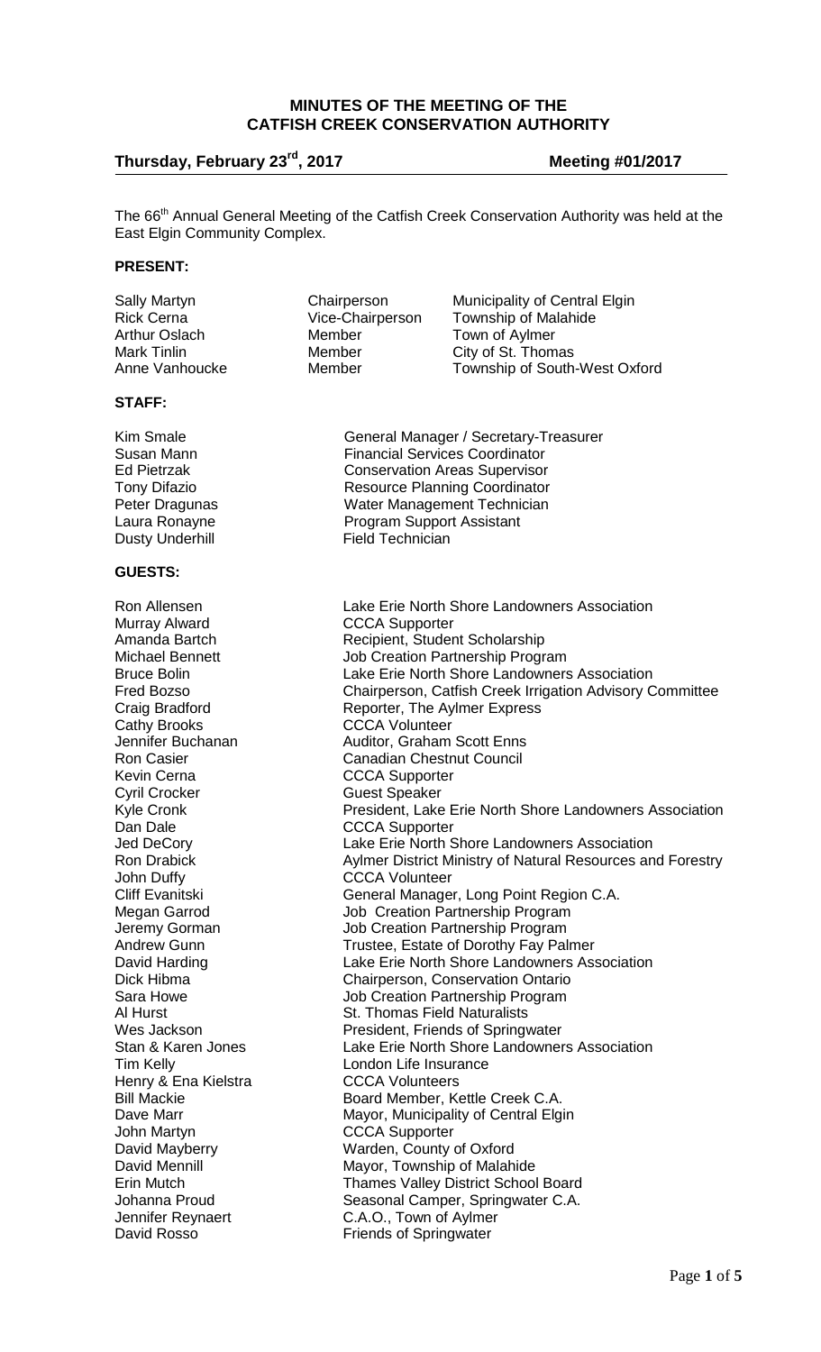# MINUTES OF THE MEETING OF THE CATFISH CREEK CONSERVATION AUTHORITY

**Thursday, February 23rd, 2017** **Meeting #01/2017**

The 66th Annual General Meeting of the Catfish Creek Conservation Authority was held at the East Elgin Community Complex.

**PRESENT:**

| | | |
|---|---|---|
| Sally Martyn | Chairperson | Municipality of Central Elgin |
| Rick Cerna | Vice-Chairperson | Township of Malahide |
| Arthur Oslach | Member | Town of Aylmer |
| Mark Tinlin | Member | City of St. Thomas |
| Anne Vanhoucke | Member | Township of South-West Oxford |

**STAFF:**

| | |
|---|---|
| Kim Smale | General Manager / Secretary-Treasurer |
| Susan Mann | Financial Services Coordinator |
| Ed Pietrzak | Conservation Areas Supervisor |
| Tony Difazio | Resource Planning Coordinator |
| Peter Dragunas | Water Management Technician |
| Laura Ronayne | Program Support Assistant |
| Dusty Underhill | Field Technician |

**GUESTS:**

| | |
|---|---|
| Ron Allensen | Lake Erie North Shore Landowners Association |
| Murray Alward | CCCA Supporter |
| Amanda Bartch | Recipient, Student Scholarship |
| Michael Bennett | Job Creation Partnership Program |
| Bruce Bolin | Lake Erie North Shore Landowners Association |
| Fred Bozso | Chairperson, Catfish Creek Irrigation Advisory Committee |
| Craig Bradford | Reporter, The Aylmer Express |
| Cathy Brooks | CCCA Volunteer |
| Jennifer Buchanan | Auditor, Graham Scott Enns |
| Ron Casier | Canadian Chestnut Council |
| Kevin Cerna | CCCA Supporter |
| Cyril Crocker | Guest Speaker |
| Kyle Cronk | President, Lake Erie North Shore Landowners Association |
| Dan Dale | CCCA Supporter |
| Jed DeCory | Lake Erie North Shore Landowners Association |
| Ron Drabick | Aylmer District Ministry of Natural Resources and Forestry |
| John Duffy | CCCA Volunteer |
| Cliff Evanitski | General Manager, Long Point Region C.A. |
| Megan Garrod | Job Creation Partnership Program |
| Jeremy Gorman | Job Creation Partnership Program |
| Andrew Gunn | Trustee, Estate of Dorothy Fay Palmer |
| David Harding | Lake Erie North Shore Landowners Association |
| Dick Hibma | Chairperson, Conservation Ontario |
| Sara Howe | Job Creation Partnership Program |
| Al Hurst | St. Thomas Field Naturalists |
| Wes Jackson | President, Friends of Springwater |
| Stan & Karen Jones | Lake Erie North Shore Landowners Association |
| Tim Kelly | London Life Insurance |
| Henry & Ena Kielstra | CCCA Volunteers |
| Bill Mackie | Board Member, Kettle Creek C.A. |
| Dave Marr | Mayor, Municipality of Central Elgin |
| John Martyn | CCCA Supporter |
| David Mayberry | Warden, County of Oxford |
| David Mennill | Mayor, Township of Malahide |
| Erin Mutch | Thames Valley District School Board |
| Johanna Proud | Seasonal Camper, Springwater C.A. |
| Jennifer Reynaert | C.A.O., Town of Aylmer |
| David Rosso | Friends of Springwater |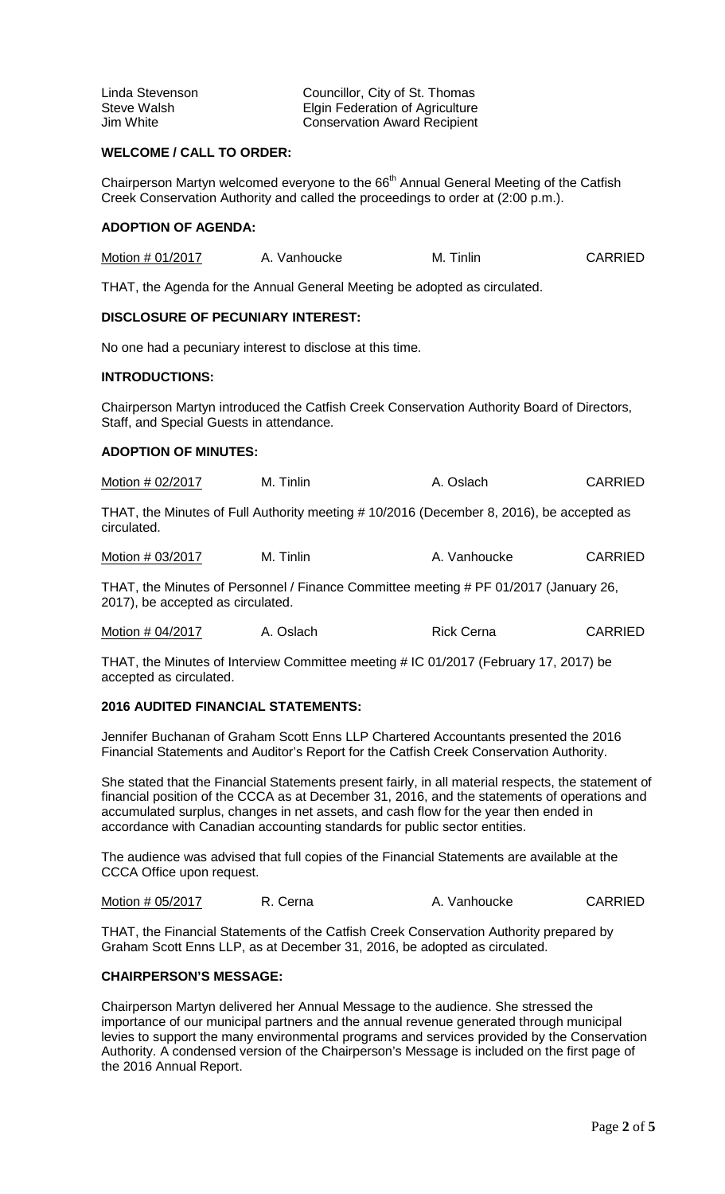| | |
|---|---|
| Linda Stevenson | Councillor, City of St. Thomas |
| Steve Walsh | Elgin Federation of Agriculture |
| Jim White | Conservation Award Recipient |

**WELCOME / CALL TO ORDER:**

Chairperson Martyn welcomed everyone to the 66th Annual General Meeting of the Catfish Creek Conservation Authority and called the proceedings to order at (2:00 p.m.).

**ADOPTION OF AGENDA:**

| Motion # 01/2017 | A. Vanhoucke | M. Tinlin | CARRIED |
|---|---|---|---|

THAT, the Agenda for the Annual General Meeting be adopted as circulated.

**DISCLOSURE OF PECUNIARY INTEREST:**

No one had a pecuniary interest to disclose at this time.

**INTRODUCTIONS:**

Chairperson Martyn introduced the Catfish Creek Conservation Authority Board of Directors, Staff, and Special Guests in attendance.

**ADOPTION OF MINUTES:**

| Motion # 02/2017 | M. Tinlin | A. Oslach | CARRIED |
|---|---|---|---|

THAT, the Minutes of Full Authority meeting # 10/2016 (December 8, 2016), be accepted as circulated.

| Motion # 03/2017 | M. Tinlin | A. Vanhoucke | CARRIED |
|---|---|---|---|

THAT, the Minutes of Personnel / Finance Committee meeting # PF 01/2017 (January 26, 2017), be accepted as circulated.

| Motion # 04/2017 | A. Oslach | Rick Cerna | CARRIED |
|---|---|---|---|

THAT, the Minutes of Interview Committee meeting # IC 01/2017 (February 17, 2017) be accepted as circulated.

**2016 AUDITED FINANCIAL STATEMENTS:**

Jennifer Buchanan of Graham Scott Enns LLP Chartered Accountants presented the 2016 Financial Statements and Auditor's Report for the Catfish Creek Conservation Authority.

She stated that the Financial Statements present fairly, in all material respects, the statement of financial position of the CCCA as at December 31, 2016, and the statements of operations and accumulated surplus, changes in net assets, and cash flow for the year then ended in accordance with Canadian accounting standards for public sector entities.

The audience was advised that full copies of the Financial Statements are available at the CCCA Office upon request.

| Motion # 05/2017 | R. Cerna | A. Vanhoucke | CARRIED |
|---|---|---|---|

THAT, the Financial Statements of the Catfish Creek Conservation Authority prepared by Graham Scott Enns LLP, as at December 31, 2016, be adopted as circulated.

**CHAIRPERSON'S MESSAGE:**

Chairperson Martyn delivered her Annual Message to the audience. She stressed the importance of our municipal partners and the annual revenue generated through municipal levies to support the many environmental programs and services provided by the Conservation Authority. A condensed version of the Chairperson's Message is included on the first page of the 2016 Annual Report.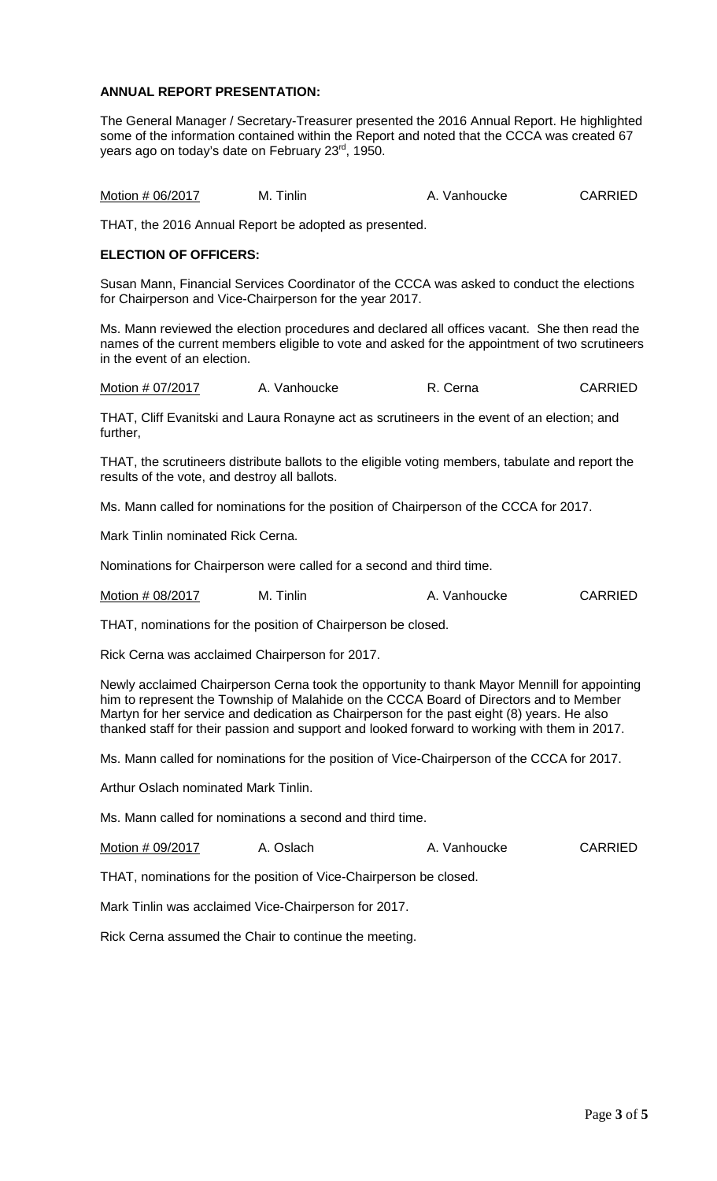**ANNUAL REPORT PRESENTATION:**

The General Manager / Secretary-Treasurer presented the 2016 Annual Report. He highlighted some of the information contained within the Report and noted that the CCCA was created 67 years ago on today's date on February 23rd, 1950.

| Motion # 06/2017 | M. Tinlin | A. Vanhoucke | CARRIED |
|---|---|---|---|

THAT, the 2016 Annual Report be adopted as presented.

**ELECTION OF OFFICERS:**

Susan Mann, Financial Services Coordinator of the CCCA was asked to conduct the elections for Chairperson and Vice-Chairperson for the year 2017.

Ms. Mann reviewed the election procedures and declared all offices vacant. She then read the names of the current members eligible to vote and asked for the appointment of two scrutineers in the event of an election.

| Motion # 07/2017 | A. Vanhoucke | R. Cerna | CARRIED |
|---|---|---|---|

THAT, Cliff Evanitski and Laura Ronayne act as scrutineers in the event of an election; and further,

THAT, the scrutineers distribute ballots to the eligible voting members, tabulate and report the results of the vote, and destroy all ballots.

Ms. Mann called for nominations for the position of Chairperson of the CCCA for 2017.

Mark Tinlin nominated Rick Cerna.

Nominations for Chairperson were called for a second and third time.

| Motion # 08/2017 | M. Tinlin | A. Vanhoucke | CARRIED |
|---|---|---|---|

THAT, nominations for the position of Chairperson be closed.

Rick Cerna was acclaimed Chairperson for 2017.

Newly acclaimed Chairperson Cerna took the opportunity to thank Mayor Mennill for appointing him to represent the Township of Malahide on the CCCA Board of Directors and to Member Martyn for her service and dedication as Chairperson for the past eight (8) years. He also thanked staff for their passion and support and looked forward to working with them in 2017.

Ms. Mann called for nominations for the position of Vice-Chairperson of the CCCA for 2017.

Arthur Oslach nominated Mark Tinlin.

Ms. Mann called for nominations a second and third time.

| Motion # 09/2017 | A. Oslach | A. Vanhoucke | CARRIED |
|---|---|---|---|

THAT, nominations for the position of Vice-Chairperson be closed.

Mark Tinlin was acclaimed Vice-Chairperson for 2017.

Rick Cerna assumed the Chair to continue the meeting.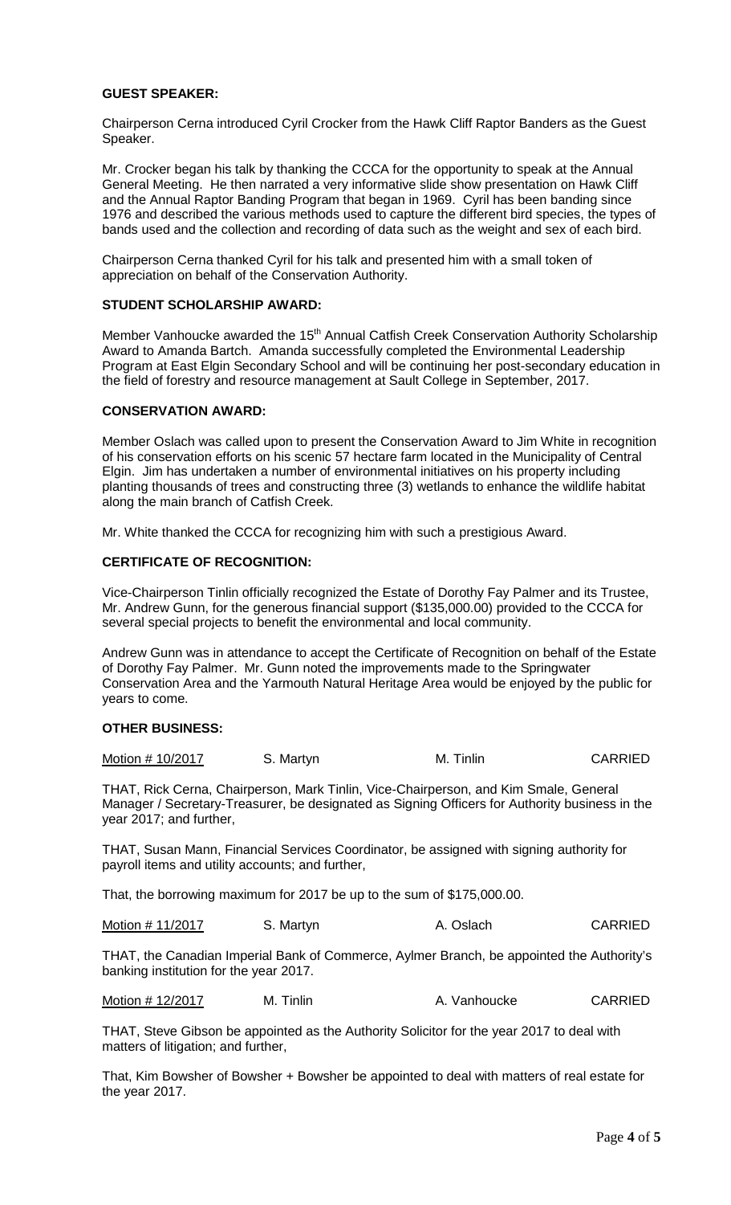**GUEST SPEAKER:**

Chairperson Cerna introduced Cyril Crocker from the Hawk Cliff Raptor Banders as the Guest Speaker.

Mr. Crocker began his talk by thanking the CCCA for the opportunity to speak at the Annual General Meeting. He then narrated a very informative slide show presentation on Hawk Cliff and the Annual Raptor Banding Program that began in 1969. Cyril has been banding since 1976 and described the various methods used to capture the different bird species, the types of bands used and the collection and recording of data such as the weight and sex of each bird.

Chairperson Cerna thanked Cyril for his talk and presented him with a small token of appreciation on behalf of the Conservation Authority.

**STUDENT SCHOLARSHIP AWARD:**

Member Vanhoucke awarded the 15th Annual Catfish Creek Conservation Authority Scholarship Award to Amanda Bartch. Amanda successfully completed the Environmental Leadership Program at East Elgin Secondary School and will be continuing her post-secondary education in the field of forestry and resource management at Sault College in September, 2017.

**CONSERVATION AWARD:**

Member Oslach was called upon to present the Conservation Award to Jim White in recognition of his conservation efforts on his scenic 57 hectare farm located in the Municipality of Central Elgin. Jim has undertaken a number of environmental initiatives on his property including planting thousands of trees and constructing three (3) wetlands to enhance the wildlife habitat along the main branch of Catfish Creek.

Mr. White thanked the CCCA for recognizing him with such a prestigious Award.

**CERTIFICATE OF RECOGNITION:**

Vice-Chairperson Tinlin officially recognized the Estate of Dorothy Fay Palmer and its Trustee, Mr. Andrew Gunn, for the generous financial support ($135,000.00) provided to the CCCA for several special projects to benefit the environmental and local community.

Andrew Gunn was in attendance to accept the Certificate of Recognition on behalf of the Estate of Dorothy Fay Palmer. Mr. Gunn noted the improvements made to the Springwater Conservation Area and the Yarmouth Natural Heritage Area would be enjoyed by the public for years to come.

**OTHER BUSINESS:**

| Motion # 10/2017 | S. Martyn | M. Tinlin | CARRIED |
|---|---|---|---|

THAT, Rick Cerna, Chairperson, Mark Tinlin, Vice-Chairperson, and Kim Smale, General Manager / Secretary-Treasurer, be designated as Signing Officers for Authority business in the year 2017; and further,

THAT, Susan Mann, Financial Services Coordinator, be assigned with signing authority for payroll items and utility accounts; and further,

That, the borrowing maximum for 2017 be up to the sum of $175,000.00.

| Motion # 11/2017 | S. Martyn | A. Oslach | CARRIED |
|---|---|---|---|

THAT, the Canadian Imperial Bank of Commerce, Aylmer Branch, be appointed the Authority's banking institution for the year 2017.

| Motion # 12/2017 | M. Tinlin | A. Vanhoucke | CARRIED |
|---|---|---|---|

THAT, Steve Gibson be appointed as the Authority Solicitor for the year 2017 to deal with matters of litigation; and further,

That, Kim Bowsher of Bowsher + Bowsher be appointed to deal with matters of real estate for the year 2017.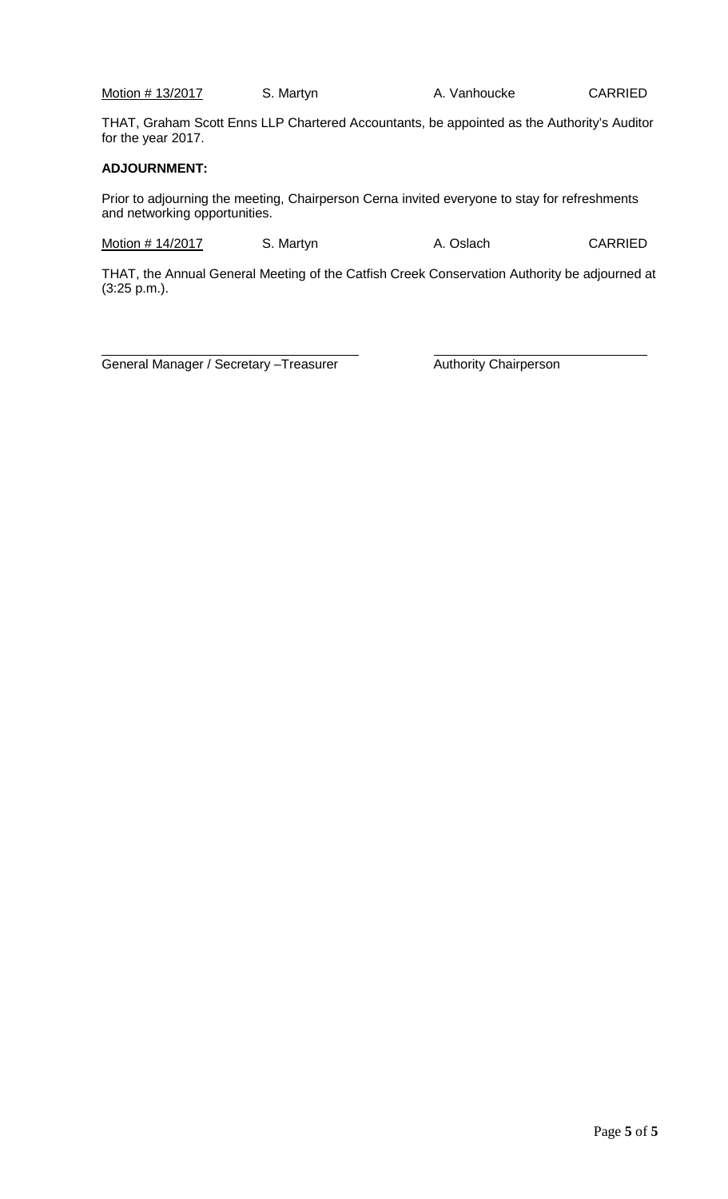Motion # 13/2017 S. Martyn A. Vanhoucke CARRIED

THAT, Graham Scott Enns LLP Chartered Accountants, be appointed as the Authority's Auditor for the year 2017.

**ADJOURNMENT:**

Prior to adjourning the meeting, Chairperson Cerna invited everyone to stay for refreshments and networking opportunities.

Motion # 14/2017 S. Martyn A. Oslach CARRIED

THAT, the Annual General Meeting of the Catfish Creek Conservation Authority be adjourned at (3:25 p.m.).

General Manager / Secretary –Treasurer

Authority Chairperson